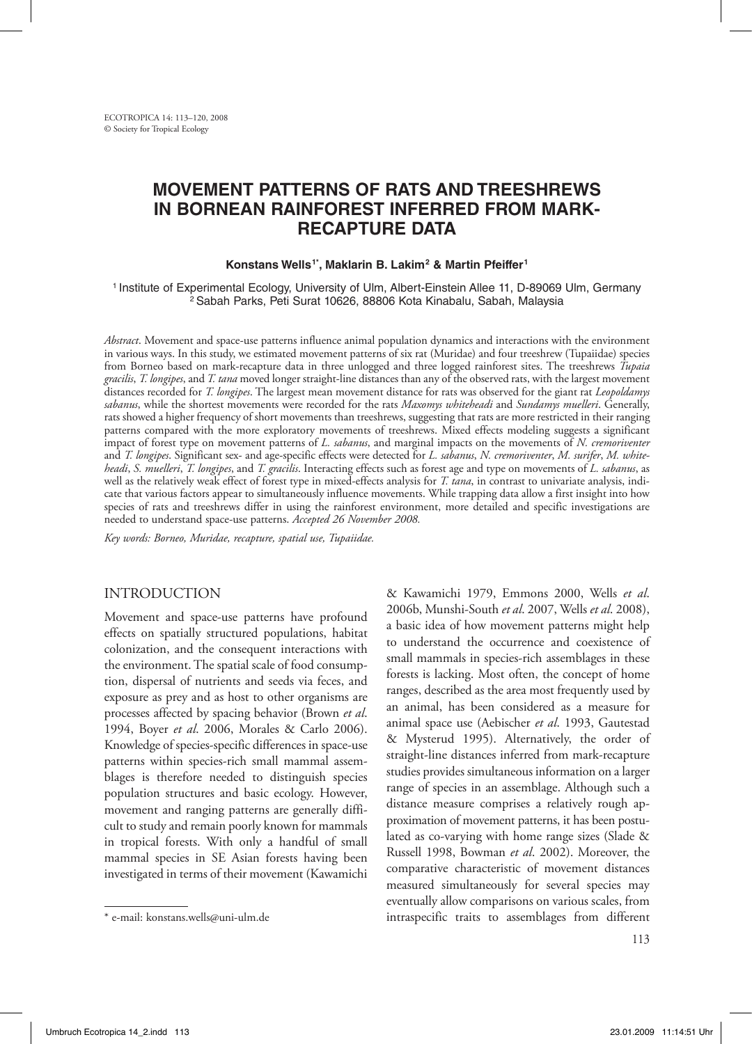# MOVEMENT PATTERNS OF RATS AND TREESHREWS IN BORNEAN RAINFOREST INFERRED FROM MARK-RECAPTURE DATA

**Konstans Wells[1*], Maklarin B. Lakim[2] & Martin Pfeiffer[1]**

[1] Institute of Experimental Ecology, University of Ulm, Albert-Einstein Allee 11, D-89069 Ulm, Germany
[2] Sabah Parks, Peti Surat 10626, 88806 Kota Kinabalu, Sabah, Malaysia

*Abstract*. Movement and space-use patterns influence animal population dynamics and interactions with the environment in various ways. In this study, we estimated movement patterns of six rat (Muridae) and four treeshrew (Tupaiidae) species from Borneo based on mark-recapture data in three unlogged and three logged rainforest sites. The treeshrews *Tupaia gracilis*, *T. longipes*, and *T. tana* moved longer straight-line distances than any of the observed rats, with the largest movement distances recorded for *T. longipes*. The largest mean movement distance for rats was observed for the giant rat *Leopoldamys sabanus*, while the shortest movements were recorded for the rats *Maxomys whiteheadi* and *Sundamys muelleri*. Generally, rats showed a higher frequency of short movements than treeshrews, suggesting that rats are more restricted in their ranging patterns compared with the more exploratory movements of treeshrews. Mixed effects modeling suggests a significant impact of forest type on movement patterns of *L. sabanus*, and marginal impacts on the movements of *N. cremoriventer* and *T. longipes*. Significant sex- and age-specific effects were detected for *L. sabanus*, *N. cremoriventer*, *M. surifer*, *M. whiteheadi*, *S. muelleri*, *T. longipes*, and *T. gracilis*. Interacting effects such as forest age and type on movements of *L. sabanus*, as well as the relatively weak effect of forest type in mixed-effects analysis for *T. tana*, in contrast to univariate analysis, indicate that various factors appear to simultaneously influence movements. While trapping data allow a first insight into how species of rats and treeshrews differ in using the rainforest environment, more detailed and specific investigations are needed to understand space-use patterns. *Accepted 26 November 2008.*

*Key words: Borneo, Muridae, recapture, spatial use, Tupaiidae.*

## INTRODUCTION

Movement and space-use patterns have profound effects on spatially structured populations, habitat colonization, and the consequent interactions with the environment. The spatial scale of food consumption, dispersal of nutrients and seeds via feces, and exposure as prey and as host to other organisms are processes affected by spacing behavior (Brown *et al*. 1994, Boyer *et al*. 2006, Morales & Carlo 2006). Knowledge of species-specific differences in space-use patterns within species-rich small mammal assemblages is therefore needed to distinguish species population structures and basic ecology. However, movement and ranging patterns are generally difficult to study and remain poorly known for mammals in tropical forests. With only a handful of small mammal species in SE Asian forests having been investigated in terms of their movement (Kawamichi & Kawamichi 1979, Emmons 2000, Wells *et al*. 2006b, Munshi-South *et al*. 2007, Wells *et al*. 2008), a basic idea of how movement patterns might help to understand the occurrence and coexistence of small mammals in species-rich assemblages in these forests is lacking. Most often, the concept of home ranges, described as the area most frequently used by an animal, has been considered as a measure for animal space use (Aebischer *et al*. 1993, Gautestad & Mysterud 1995). Alternatively, the order of straight-line distances inferred from mark-recapture studies provides simultaneous information on a larger range of species in an assemblage. Although such a distance measure comprises a relatively rough approximation of movement patterns, it has been postulated as co-varying with home range sizes (Slade & Russell 1998, Bowman *et al*. 2002). Moreover, the comparative characteristic of movement distances measured simultaneously for several species may eventually allow comparisons on various scales, from intraspecific traits to assemblages from different

\* e-mail: konstans.wells@uni-ulm.de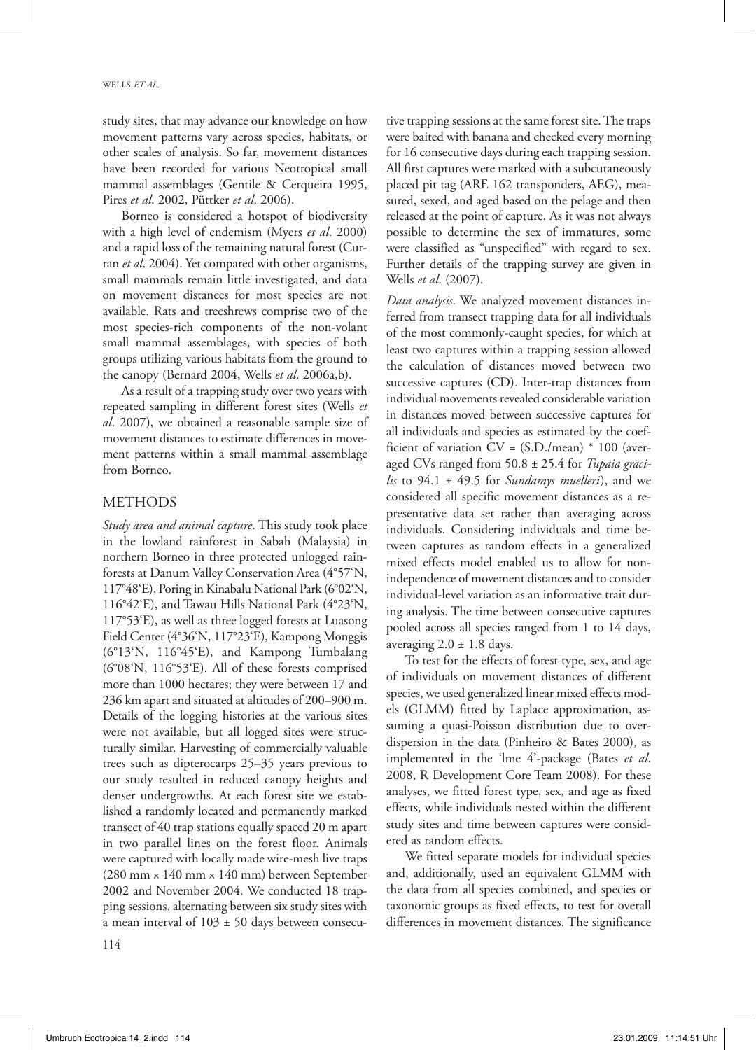study sites, that may advance our knowledge on how movement patterns vary across species, habitats, or other scales of analysis. So far, movement distances have been recorded for various Neotropical small mammal assemblages (Gentile & Cerqueira 1995, Pires *et al*. 2002, Püttker *et al*. 2006).

Borneo is considered a hotspot of biodiversity with a high level of endemism (Myers *et al*. 2000) and a rapid loss of the remaining natural forest (Curran *et al*. 2004). Yet compared with other organisms, small mammals remain little investigated, and data on movement distances for most species are not available. Rats and treeshrews comprise two of the most species-rich components of the non-volant small mammal assemblages, with species of both groups utilizing various habitats from the ground to the canopy (Bernard 2004, Wells *et al*. 2006a,b).

As a result of a trapping study over two years with repeated sampling in different forest sites (Wells *et al*. 2007), we obtained a reasonable sample size of movement distances to estimate differences in movement patterns within a small mammal assemblage from Borneo.

## METHODS

*Study area and animal capture*. This study took place in the lowland rainforest in Sabah (Malaysia) in northern Borneo in three protected unlogged rainforests at Danum Valley Conservation Area (4°57'N, 117°48'E), Poring in Kinabalu National Park (6°02'N, 116°42'E), and Tawau Hills National Park (4°23'N, 117°53'E), as well as three logged forests at Luasong Field Center (4°36'N, 117°23'E), Kampong Monggis (6°13'N, 116°45'E), and Kampong Tumbalang (6°08'N, 116°53'E). All of these forests comprised more than 1000 hectares; they were between 17 and 236 km apart and situated at altitudes of 200–900 m. Details of the logging histories at the various sites were not available, but all logged sites were structurally similar. Harvesting of commercially valuable trees such as dipterocarps 25–35 years previous to our study resulted in reduced canopy heights and denser undergrowths. At each forest site we established a randomly located and permanently marked transect of 40 trap stations equally spaced 20 m apart in two parallel lines on the forest floor. Animals were captured with locally made wire-mesh live traps (280 mm × 140 mm × 140 mm) between September 2002 and November 2004. We conducted 18 trapping sessions, alternating between six study sites with a mean interval of 103 ± 50 days between consecutive trapping sessions at the same forest site. The traps were baited with banana and checked every morning for 16 consecutive days during each trapping session. All first captures were marked with a subcutaneously placed pit tag (ARE 162 transponders, AEG), measured, sexed, and aged based on the pelage and then released at the point of capture. As it was not always possible to determine the sex of immatures, some were classified as "unspecified" with regard to sex. Further details of the trapping survey are given in Wells *et al*. (2007).

*Data analysis*. We analyzed movement distances inferred from transect trapping data for all individuals of the most commonly-caught species, for which at least two captures within a trapping session allowed the calculation of distances moved between two successive captures (CD). Inter-trap distances from individual movements revealed considerable variation in distances moved between successive captures for all individuals and species as estimated by the coefficient of variation CV = (S.D./mean) * 100 (averaged CVs ranged from 50.8 ± 25.4 for *Tupaia gracilis* to 94.1 ± 49.5 for *Sundamys muelleri*), and we considered all specific movement distances as a representative data set rather than averaging across individuals. Considering individuals and time between captures as random effects in a generalized mixed effects model enabled us to allow for non-independence of movement distances and to consider individual-level variation as an informative trait during analysis. The time between consecutive captures pooled across all species ranged from 1 to 14 days, averaging 2.0 ± 1.8 days.

To test for the effects of forest type, sex, and age of individuals on movement distances of different species, we used generalized linear mixed effects models (GLMM) fitted by Laplace approximation, assuming a quasi-Poisson distribution due to overdispersion in the data (Pinheiro & Bates 2000), as implemented in the 'lme 4'-package (Bates *et al*. 2008, R Development Core Team 2008). For these analyses, we fitted forest type, sex, and age as fixed effects, while individuals nested within the different study sites and time between captures were considered as random effects.

We fitted separate models for individual species and, additionally, used an equivalent GLMM with the data from all species combined, and species or taxonomic groups as fixed effects, to test for overall differences in movement distances. The significance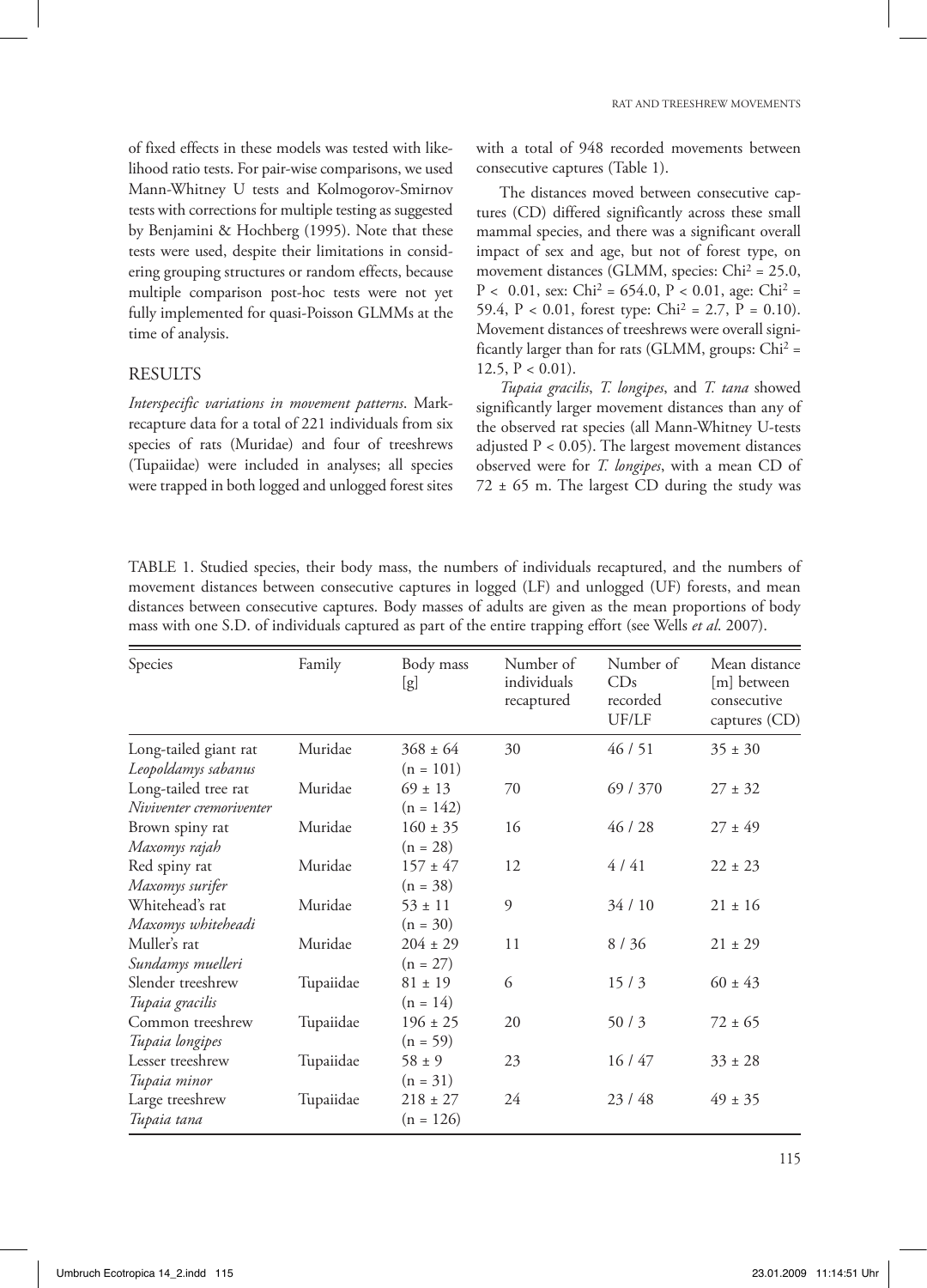of fixed effects in these models was tested with likelihood ratio tests. For pair-wise comparisons, we used Mann-Whitney U tests and Kolmogorov-Smirnov tests with corrections for multiple testing as suggested by Benjamini & Hochberg (1995). Note that these tests were used, despite their limitations in considering grouping structures or random effects, because multiple comparison post-hoc tests were not yet fully implemented for quasi-Poisson GLMMs at the time of analysis.

## RESULTS

*Interspecific variations in movement patterns*. Mark-recapture data for a total of 221 individuals from six species of rats (Muridae) and four of treeshrews (Tupaiidae) were included in analyses; all species were trapped in both logged and unlogged forest sites with a total of 948 recorded movements between consecutive captures (Table 1).

The distances moved between consecutive captures (CD) differed significantly across these small mammal species, and there was a significant overall impact of sex and age, but not of forest type, on movement distances (GLMM, species: $Chi^2 = 25.0$, $P < 0.01$, sex: $Chi^2 = 654.0$, $P < 0.01$, age: $Chi^2 = 59.4$, $P < 0.01$, forest type: $Chi^2 = 2.7$, $P = 0.10$). Movement distances of treeshrews were overall significantly larger than for rats (GLMM, groups: $Chi^2 = 12.5$, $P < 0.01$).

*Tupaia gracilis*, *T. longipes*, and *T. tana* showed significantly larger movement distances than any of the observed rat species (all Mann-Whitney U-tests adjusted $P < 0.05$). The largest movement distances observed were for *T. longipes*, with a mean CD of $72 \pm 65$ m. The largest CD during the study was

TABLE 1. Studied species, their body mass, the numbers of individuals recaptured, and the numbers of movement distances between consecutive captures in logged (LF) and unlogged (UF) forests, and mean distances between consecutive captures. Body masses of adults are given as the mean proportions of body mass with one S.D. of individuals captured as part of the entire trapping effort (see Wells *et al*. 2007).

| Species | Family | Body mass [g] | Number of individuals recaptured | Number of CDs recorded UF/LF | Mean distance [m] between consecutive captures (CD) |
|---|---|---|---|---|---|
| Long-tailed giant rat *Leopoldamys sabanus* | Muridae | $368 \pm 64$ (n = 101) | 30 | 46 / 51 | $35 \pm 30$ |
| Long-tailed tree rat *Niviventer cremoriventer* | Muridae | $69 \pm 13$ (n = 142) | 70 | 69 / 370 | $27 \pm 32$ |
| Brown spiny rat *Maxomys rajah* | Muridae | $160 \pm 35$ (n = 28) | 16 | 46 / 28 | $27 \pm 49$ |
| Red spiny rat *Maxomys surifer* | Muridae | $157 \pm 47$ (n = 38) | 12 | 4 / 41 | $22 \pm 23$ |
| Whitehead's rat *Maxomys whiteheadi* | Muridae | $53 \pm 11$ (n = 30) | 9 | 34 / 10 | $21 \pm 16$ |
| Muller's rat *Sundamys muelleri* | Muridae | $204 \pm 29$ (n = 27) | 11 | 8 / 36 | $21 \pm 29$ |
| Slender treeshrew *Tupaia gracilis* | Tupaiidae | $81 \pm 19$ (n = 14) | 6 | 15 / 3 | $60 \pm 43$ |
| Common treeshrew *Tupaia longipes* | Tupaiidae | $196 \pm 25$ (n = 59) | 20 | 50 / 3 | $72 \pm 65$ |
| Lesser treeshrew *Tupaia minor* | Tupaiidae | $58 \pm 9$ (n = 31) | 23 | 16 / 47 | $33 \pm 28$ |
| Large treeshrew *Tupaia tana* | Tupaiidae | $218 \pm 27$ (n = 126) | 24 | 23 / 48 | $49 \pm 35$ |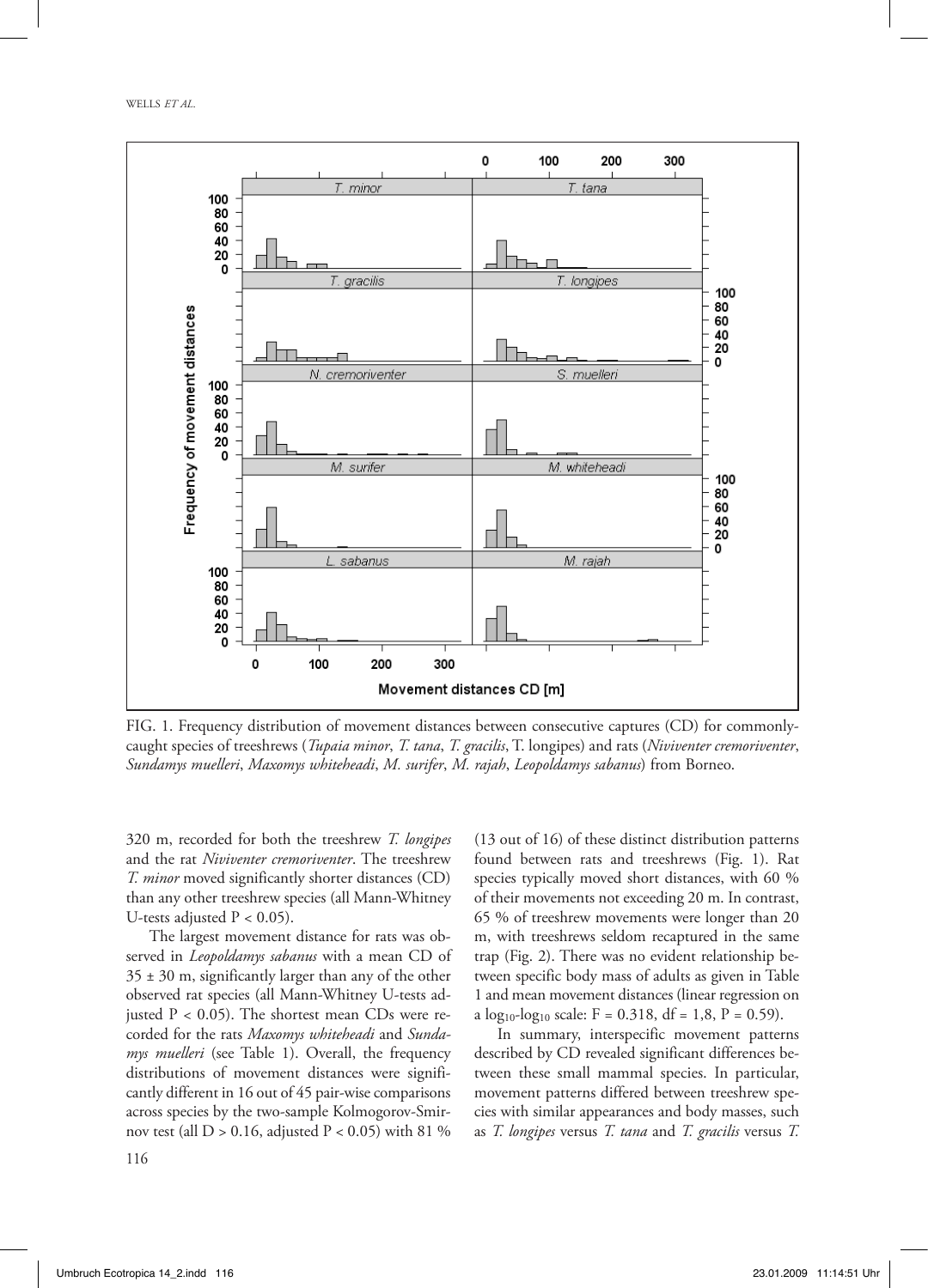FIG. 1. Frequency distribution of movement distances between consecutive captures (CD) for commonly-caught species of treeshrews (*Tupaia minor*, *T. tana*, *T. gracilis*, T. longipes) and rats (*Niviventer cremoriventer*, *Sundamys muelleri*, *Maxomys whiteheadi*, *M. surifer*, *M. rajah*, *Leopoldamys sabanus*) from Borneo.

320 m, recorded for both the treeshrew *T. longipes* and the rat *Niviventer cremoriventer*. The treeshrew *T. minor* moved significantly shorter distances (CD) than any other treeshrew species (all Mann-Whitney U-tests adjusted $P < 0.05$).

The largest movement distance for rats was observed in *Leopoldamys sabanus* with a mean CD of $35 \pm 30$ m, significantly larger than any of the other observed rat species (all Mann-Whitney U-tests adjusted $P < 0.05$). The shortest mean CDs were recorded for the rats *Maxomys whiteheadi* and *Sundamys muelleri* (see Table 1). Overall, the frequency distributions of movement distances were significantly different in 16 out of 45 pair-wise comparisons across species by the two-sample Kolmogorov-Smirnov test (all $D > 0.16$, adjusted $P < 0.05$) with 81 % (13 out of 16) of these distinct distribution patterns found between rats and treeshrews (Fig. 1). Rat species typically moved short distances, with 60 % of their movements not exceeding 20 m. In contrast, 65 % of treeshrew movements were longer than 20 m, with treeshrews seldom recaptured in the same trap (Fig. 2). There was no evident relationship between specific body mass of adults as given in Table 1 and mean movement distances (linear regression on a $\log_{10}$-$\log_{10}$ scale: $F = 0.318$, $df = 1,8$, $P = 0.59$).

In summary, interspecific movement patterns described by CD revealed significant differences between these small mammal species. In particular, movement patterns differed between treeshrew species with similar appearances and body masses, such as *T. longipes* versus *T. tana* and *T. gracilis* versus *T.*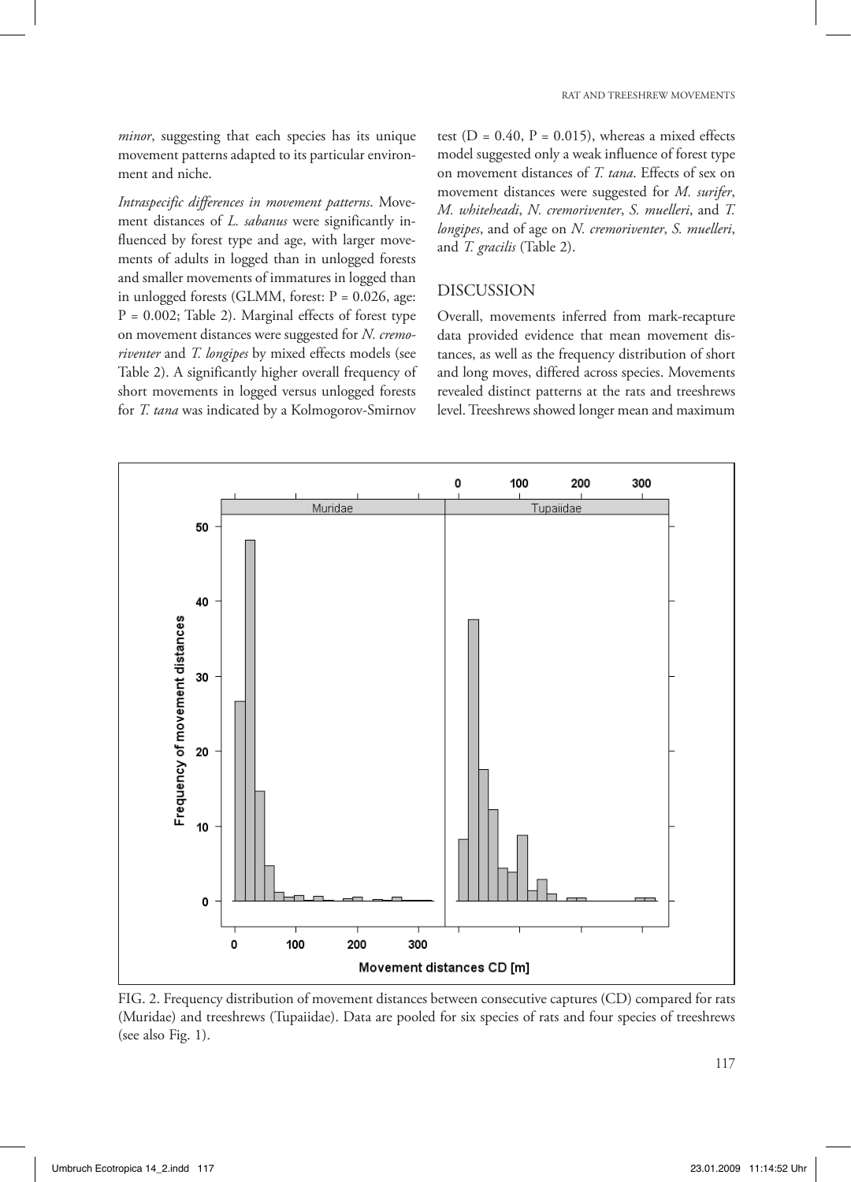*minor*, suggesting that each species has its unique movement patterns adapted to its particular environment and niche.

*Intraspecific differences in movement patterns*. Movement distances of *L. sabanus* were significantly influenced by forest type and age, with larger movements of adults in logged than in unlogged forests and smaller movements of immatures in logged than in unlogged forests (GLMM, forest: P = 0.026, age: P = 0.002; Table 2). Marginal effects of forest type on movement distances were suggested for *N. cremoriventer* and *T. longipes* by mixed effects models (see Table 2). A significantly higher overall frequency of short movements in logged versus unlogged forests for *T. tana* was indicated by a Kolmogorov-Smirnov test (D = 0.40, P = 0.015), whereas a mixed effects model suggested only a weak influence of forest type on movement distances of *T. tana*. Effects of sex on movement distances were suggested for *M. surifer*, *M. whiteheadi*, *N. cremoriventer*, *S. muelleri*, and *T. longipes*, and of age on *N. cremoriventer*, *S. muelleri*, and *T. gracilis* (Table 2).

## DISCUSSION

Overall, movements inferred from mark-recapture data provided evidence that mean movement distances, as well as the frequency distribution of short and long moves, differed across species. Movements revealed distinct patterns at the rats and treeshrews level. Treeshrews showed longer mean and maximum

FIG. 2. Frequency distribution of movement distances between consecutive captures (CD) compared for rats (Muridae) and treeshrews (Tupaiidae). Data are pooled for six species of rats and four species of treeshrews (see also Fig. 1).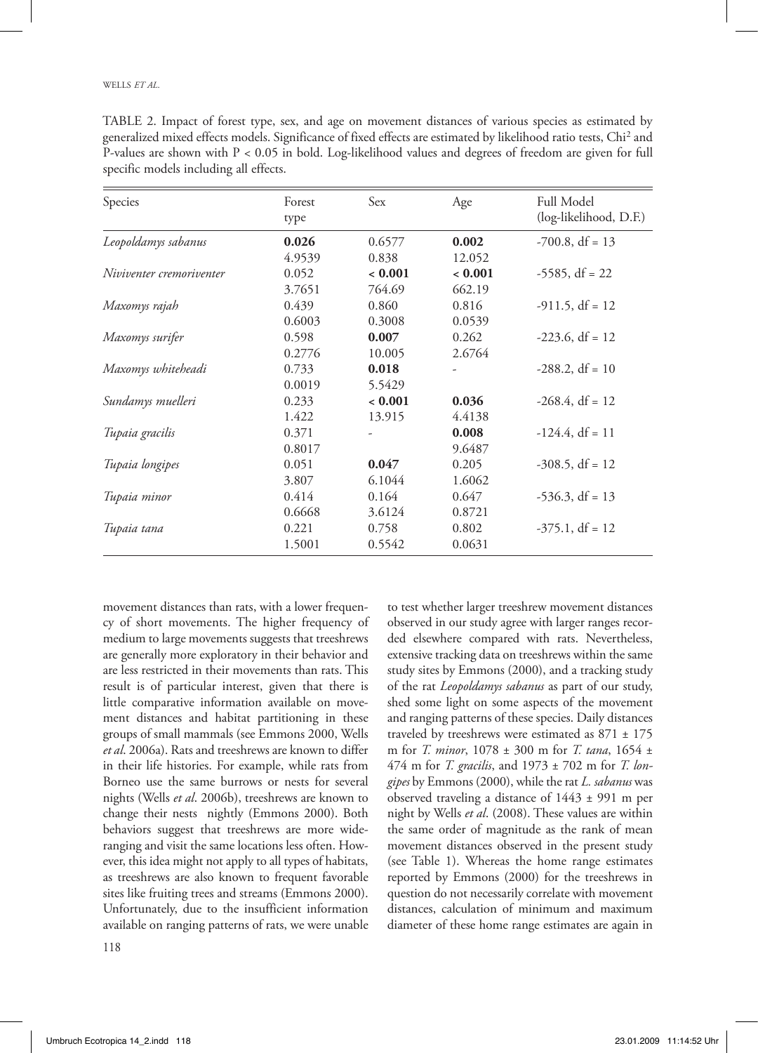TABLE 2. Impact of forest type, sex, and age on movement distances of various species as estimated by generalized mixed effects models. Significance of fixed effects are estimated by likelihood ratio tests, Chi$^2$ and P-values are shown with $P < 0.05$ in bold. Log-likelihood values and degrees of freedom are given for full specific models including all effects.

| Species | Forest type | Sex | Age | Full Model (log-likelihood, D.F.) |
|---|---|---|---|---|
| *Leopoldamys sabanus* | **0.026**<br>4.9539 | 0.6577<br>0.838 | **0.002**<br>12.052 | -700.8, df = 13 |
| *Niviventer cremoriventer* | 0.052<br>3.7651 | **< 0.001**<br>764.69 | **< 0.001**<br>662.19 | -5585, df = 22 |
| *Maxomys rajah* | 0.439<br>0.6003 | 0.860<br>0.3008 | 0.816<br>0.0539 | -911.5, df = 12 |
| *Maxomys surifer* | 0.598<br>0.2776 | **0.007**<br>10.005 | 0.262<br>2.6764 | -223.6, df = 12 |
| *Maxomys whiteheadi* | 0.733<br>0.0019 | **0.018**<br>5.5429 | - | -288.2, df = 10 |
| *Sundamys muelleri* | 0.233<br>1.422 | **< 0.001**<br>13.915 | **0.036**<br>4.4138 | -268.4, df = 12 |
| *Tupaia gracilis* | 0.371<br>0.8017 | - | **0.008**<br>9.6487 | -124.4, df = 11 |
| *Tupaia longipes* | 0.051<br>3.807 | **0.047**<br>6.1044 | 0.205<br>1.6062 | -308.5, df = 12 |
| *Tupaia minor* | 0.414<br>0.6668 | 0.164<br>3.6124 | 0.647<br>0.8721 | -536.3, df = 13 |
| *Tupaia tana* | 0.221<br>1.5001 | 0.758<br>0.5542 | 0.802<br>0.0631 | -375.1, df = 12 |

movement distances than rats, with a lower frequency of short movements. The higher frequency of medium to large movements suggests that treeshrews are generally more exploratory in their behavior and are less restricted in their movements than rats. This result is of particular interest, given that there is little comparative information available on movement distances and habitat partitioning in these groups of small mammals (see Emmons 2000, Wells *et al*. 2006a). Rats and treeshrews are known to differ in their life histories. For example, while rats from Borneo use the same burrows or nests for several nights (Wells *et al*. 2006b), treeshrews are known to change their nests nightly (Emmons 2000). Both behaviors suggest that treeshrews are more wide-ranging and visit the same locations less often. However, this idea might not apply to all types of habitats, as treeshrews are also known to frequent favorable sites like fruiting trees and streams (Emmons 2000). Unfortunately, due to the insufficient information available on ranging patterns of rats, we were unable to test whether larger treeshrew movement distances observed in our study agree with larger ranges recorded elsewhere compared with rats. Nevertheless, extensive tracking data on treeshrews within the same study sites by Emmons (2000), and a tracking study of the rat *Leopoldamys sabanus* as part of our study, shed some light on some aspects of the movement and ranging patterns of these species. Daily distances traveled by treeshrews were estimated as 871 ± 175 m for *T. minor*, 1078 ± 300 m for *T. tana*, 1654 ± 474 m for *T. gracilis*, and 1973 ± 702 m for *T. longipes* by Emmons (2000), while the rat *L. sabanus* was observed traveling a distance of 1443 ± 991 m per night by Wells *et al*. (2008). These values are within the same order of magnitude as the rank of mean movement distances observed in the present study (see Table 1). Whereas the home range estimates reported by Emmons (2000) for the treeshrews in question do not necessarily correlate with movement distances, calculation of minimum and maximum diameter of these home range estimates are again in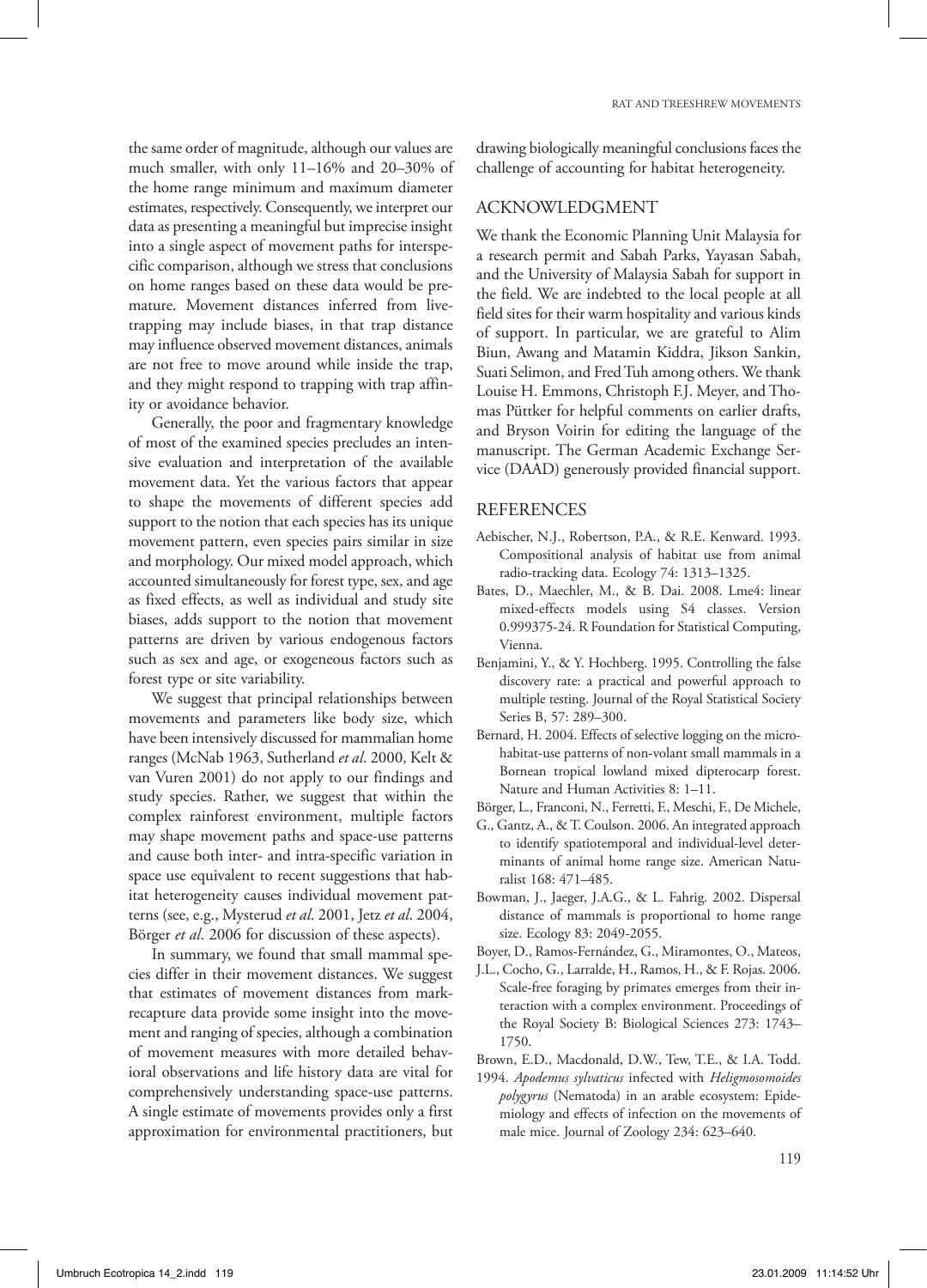the same order of magnitude, although our values are much smaller, with only 11–16% and 20–30% of the home range minimum and maximum diameter estimates, respectively. Consequently, we interpret our data as presenting a meaningful but imprecise insight into a single aspect of movement paths for interspecific comparison, although we stress that conclusions on home ranges based on these data would be premature. Movement distances inferred from live-trapping may include biases, in that trap distance may influence observed movement distances, animals are not free to move around while inside the trap, and they might respond to trapping with trap affinity or avoidance behavior.

Generally, the poor and fragmentary knowledge of most of the examined species precludes an intensive evaluation and interpretation of the available movement data. Yet the various factors that appear to shape the movements of different species add support to the notion that each species has its unique movement pattern, even species pairs similar in size and morphology. Our mixed model approach, which accounted simultaneously for forest type, sex, and age as fixed effects, as well as individual and study site biases, adds support to the notion that movement patterns are driven by various endogenous factors such as sex and age, or exogeneous factors such as forest type or site variability.

We suggest that principal relationships between movements and parameters like body size, which have been intensively discussed for mammalian home ranges (McNab 1963, Sutherland *et al*. 2000, Kelt & van Vuren 2001) do not apply to our findings and study species. Rather, we suggest that within the complex rainforest environment, multiple factors may shape movement paths and space-use patterns and cause both inter- and intra-specific variation in space use equivalent to recent suggestions that habitat heterogeneity causes individual movement patterns (see, e.g., Mysterud *et al*. 2001, Jetz *et al*. 2004, Börger *et al*. 2006 for discussion of these aspects).

In summary, we found that small mammal species differ in their movement distances. We suggest that estimates of movement distances from mark-recapture data provide some insight into the movement and ranging of species, although a combination of movement measures with more detailed behavioral observations and life history data are vital for comprehensively understanding space-use patterns. A single estimate of movements provides only a first approximation for environmental practitioners, but drawing biologically meaningful conclusions faces the challenge of accounting for habitat heterogeneity.

## ACKNOWLEDGMENT

We thank the Economic Planning Unit Malaysia for a research permit and Sabah Parks, Yayasan Sabah, and the University of Malaysia Sabah for support in the field. We are indebted to the local people at all field sites for their warm hospitality and various kinds of support. In particular, we are grateful to Alim Biun, Awang and Matamin Kiddra, Jikson Sankin, Suati Selimon, and Fred Tuh among others. We thank Louise H. Emmons, Christoph F.J. Meyer, and Thomas Püttker for helpful comments on earlier drafts, and Bryson Voirin for editing the language of the manuscript. The German Academic Exchange Service (DAAD) generously provided financial support.

## REFERENCES

Aebischer, N.J., Robertson, P.A., & R.E. Kenward. 1993. Compositional analysis of habitat use from animal radio-tracking data. Ecology 74: 1313–1325.

Bates, D., Maechler, M., & B. Dai. 2008. Lme4: linear mixed-effects models using S4 classes. Version 0.999375-24. R Foundation for Statistical Computing, Vienna.

Benjamini, Y., & Y. Hochberg. 1995. Controlling the false discovery rate: a practical and powerful approach to multiple testing. Journal of the Royal Statistical Society Series B, 57: 289–300.

Bernard, H. 2004. Effects of selective logging on the microhabitat-use patterns of non-volant small mammals in a Bornean tropical lowland mixed dipterocarp forest. Nature and Human Activities 8: 1–11.

Börger, L., Franconi, N., Ferretti, F., Meschi, F., De Michele, G., Gantz, A., & T. Coulson. 2006. An integrated approach to identify spatiotemporal and individual-level determinants of animal home range size. American Naturalist 168: 471–485.

Bowman, J., Jaeger, J.A.G., & L. Fahrig. 2002. Dispersal distance of mammals is proportional to home range size. Ecology 83: 2049-2055.

Boyer, D., Ramos-Fernández, G., Miramontes, O., Mateos, J.L., Cocho, G., Larralde, H., Ramos, H., & F. Rojas. 2006. Scale-free foraging by primates emerges from their interaction with a complex environment. Proceedings of the Royal Society B: Biological Sciences 273: 1743–1750.

Brown, E.D., Macdonald, D.W., Tew, T.E., & I.A. Todd. 1994. *Apodemus sylvaticus* infected with *Heligmosomoides polygyrus* (Nematoda) in an arable ecosystem: Epidemiology and effects of infection on the movements of male mice. Journal of Zoology 234: 623–640.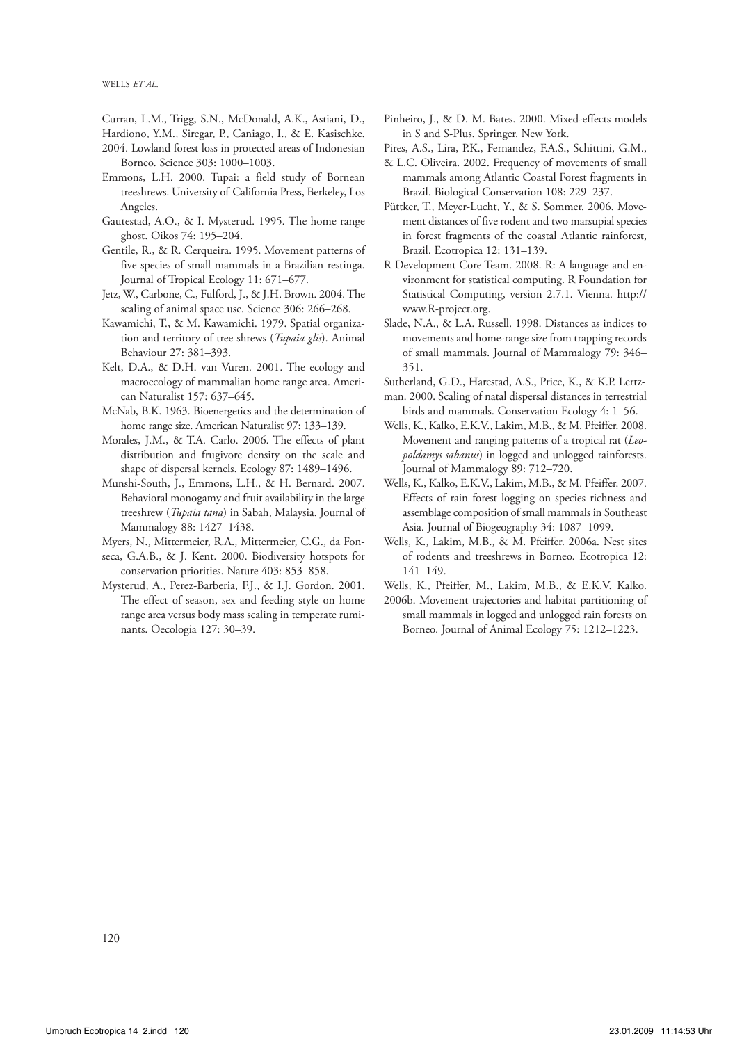Curran, L.M., Trigg, S.N., McDonald, A.K., Astiani, D., Hardiono, Y.M., Siregar, P., Caniago, I., & E. Kasischke. 2004. Lowland forest loss in protected areas of Indonesian Borneo. Science 303: 1000–1003.

Emmons, L.H. 2000. Tupai: a field study of Bornean treeshrews. University of California Press, Berkeley, Los Angeles.

Gautestad, A.O., & I. Mysterud. 1995. The home range ghost. Oikos 74: 195–204.

Gentile, R., & R. Cerqueira. 1995. Movement patterns of five species of small mammals in a Brazilian restinga. Journal of Tropical Ecology 11: 671–677.

Jetz, W., Carbone, C., Fulford, J., & J.H. Brown. 2004. The scaling of animal space use. Science 306: 266–268.

Kawamichi, T., & M. Kawamichi. 1979. Spatial organization and territory of tree shrews (*Tupaia glis*). Animal Behaviour 27: 381–393.

Kelt, D.A., & D.H. van Vuren. 2001. The ecology and macroecology of mammalian home range area. American Naturalist 157: 637–645.

McNab, B.K. 1963. Bioenergetics and the determination of home range size. American Naturalist 97: 133–139.

Morales, J.M., & T.A. Carlo. 2006. The effects of plant distribution and frugivore density on the scale and shape of dispersal kernels. Ecology 87: 1489–1496.

Munshi-South, J., Emmons, L.H., & H. Bernard. 2007. Behavioral monogamy and fruit availability in the large treeshrew (*Tupaia tana*) in Sabah, Malaysia. Journal of Mammalogy 88: 1427–1438.

Myers, N., Mittermeier, R.A., Mittermeier, C.G., da Fonseca, G.A.B., & J. Kent. 2000. Biodiversity hotspots for conservation priorities. Nature 403: 853–858.

Mysterud, A., Perez-Barberia, F.J., & I.J. Gordon. 2001. The effect of season, sex and feeding style on home range area versus body mass scaling in temperate ruminants. Oecologia 127: 30–39.

Pinheiro, J., & D. M. Bates. 2000. Mixed-effects models in S and S-Plus. Springer. New York.

Pires, A.S., Lira, P.K., Fernandez, F.A.S., Schittini, G.M., & L.C. Oliveira. 2002. Frequency of movements of small mammals among Atlantic Coastal Forest fragments in Brazil. Biological Conservation 108: 229–237.

Püttker, T., Meyer-Lucht, Y., & S. Sommer. 2006. Movement distances of five rodent and two marsupial species in forest fragments of the coastal Atlantic rainforest, Brazil. Ecotropica 12: 131–139.

R Development Core Team. 2008. R: A language and environment for statistical computing. R Foundation for Statistical Computing, version 2.7.1. Vienna. http://www.R-project.org.

Slade, N.A., & L.A. Russell. 1998. Distances as indices to movements and home-range size from trapping records of small mammals. Journal of Mammalogy 79: 346–351.

Sutherland, G.D., Harestad, A.S., Price, K., & K.P. Lertzman. 2000. Scaling of natal dispersal distances in terrestrial birds and mammals. Conservation Ecology 4: 1–56.

Wells, K., Kalko, E.K.V., Lakim, M.B., & M. Pfeiffer. 2008. Movement and ranging patterns of a tropical rat (*Leopoldamys sabanus*) in logged and unlogged rainforests. Journal of Mammalogy 89: 712–720.

Wells, K., Kalko, E.K.V., Lakim, M.B., & M. Pfeiffer. 2007. Effects of rain forest logging on species richness and assemblage composition of small mammals in Southeast Asia. Journal of Biogeography 34: 1087–1099.

Wells, K., Lakim, M.B., & M. Pfeiffer. 2006a. Nest sites of rodents and treeshrews in Borneo. Ecotropica 12: 141–149.

Wells, K., Pfeiffer, M., Lakim, M.B., & E.K.V. Kalko. 2006b. Movement trajectories and habitat partitioning of small mammals in logged and unlogged rain forests on Borneo. Journal of Animal Ecology 75: 1212–1223.